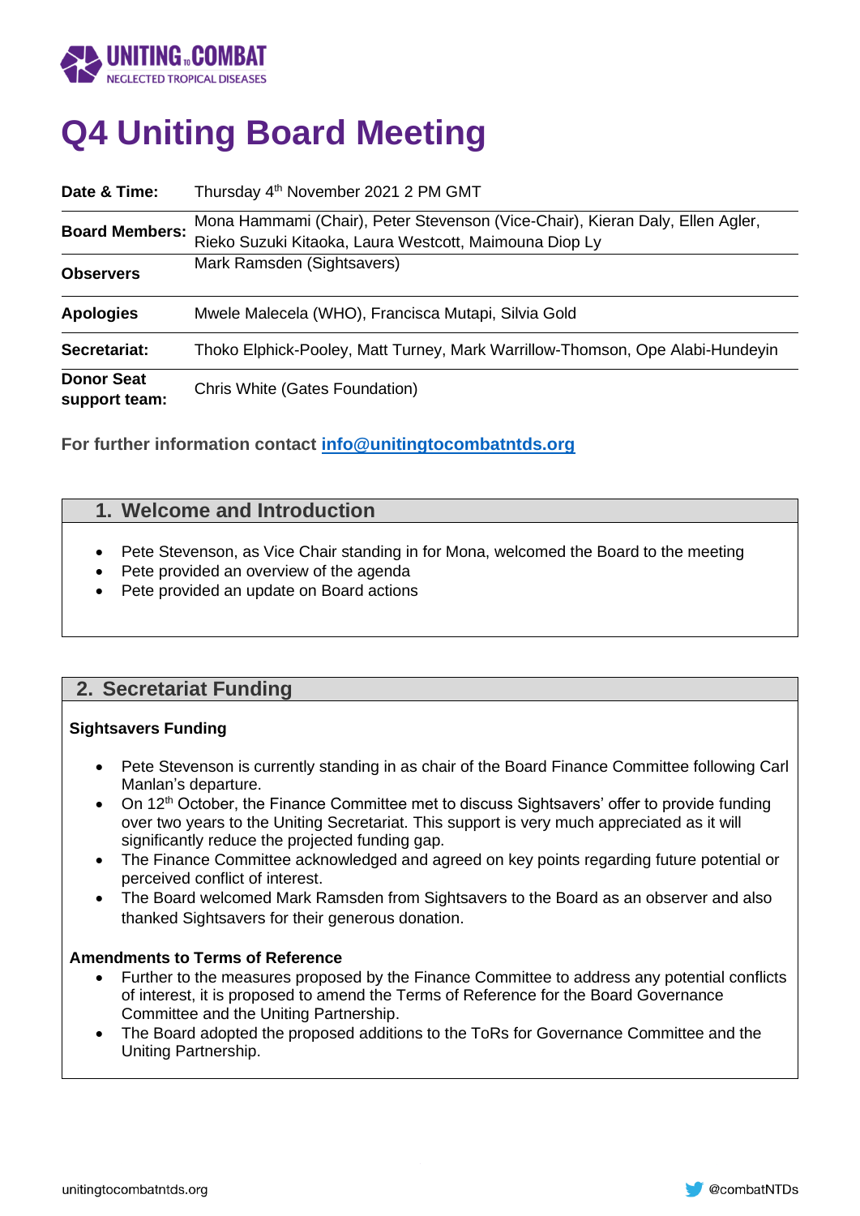# Q4 Uniting Board Meeting

| | |
|---|---|
| **Date & Time:** | Thursday 4th November 2021 2 PM GMT |
| **Board Members:** | Mona Hammami (Chair), Peter Stevenson (Vice-Chair), Kieran Daly, Ellen Agler, Rieko Suzuki Kitaoka, Laura Westcott, Maimouna Diop Ly |
| **Observers** | Mark Ramsden (Sightsavers) |
| **Apologies** | Mwele Malecela (WHO), Francisca Mutapi, Silvia Gold |
| **Secretariat:** | Thoko Elphick-Pooley, Matt Turney, Mark Warrillow-Thomson, Ope Alabi-Hundeyin |
| **Donor Seat support team:** | Chris White (Gates Foundation) |

**For further information contact info@unitingtocombatntds.org**

## 1. Welcome and Introduction

- Pete Stevenson, as Vice Chair standing in for Mona, welcomed the Board to the meeting
- Pete provided an overview of the agenda
- Pete provided an update on Board actions

## 2. Secretariat Funding

### Sightsavers Funding

- Pete Stevenson is currently standing in as chair of the Board Finance Committee following Carl Manlan's departure.
- On 12th October, the Finance Committee met to discuss Sightsavers' offer to provide funding over two years to the Uniting Secretariat. This support is very much appreciated as it will significantly reduce the projected funding gap.
- The Finance Committee acknowledged and agreed on key points regarding future potential or perceived conflict of interest.
- The Board welcomed Mark Ramsden from Sightsavers to the Board as an observer and also thanked Sightsavers for their generous donation.

### Amendments to Terms of Reference

- Further to the measures proposed by the Finance Committee to address any potential conflicts of interest, it is proposed to amend the Terms of Reference for the Board Governance Committee and the Uniting Partnership.
- The Board adopted the proposed additions to the ToRs for Governance Committee and the Uniting Partnership.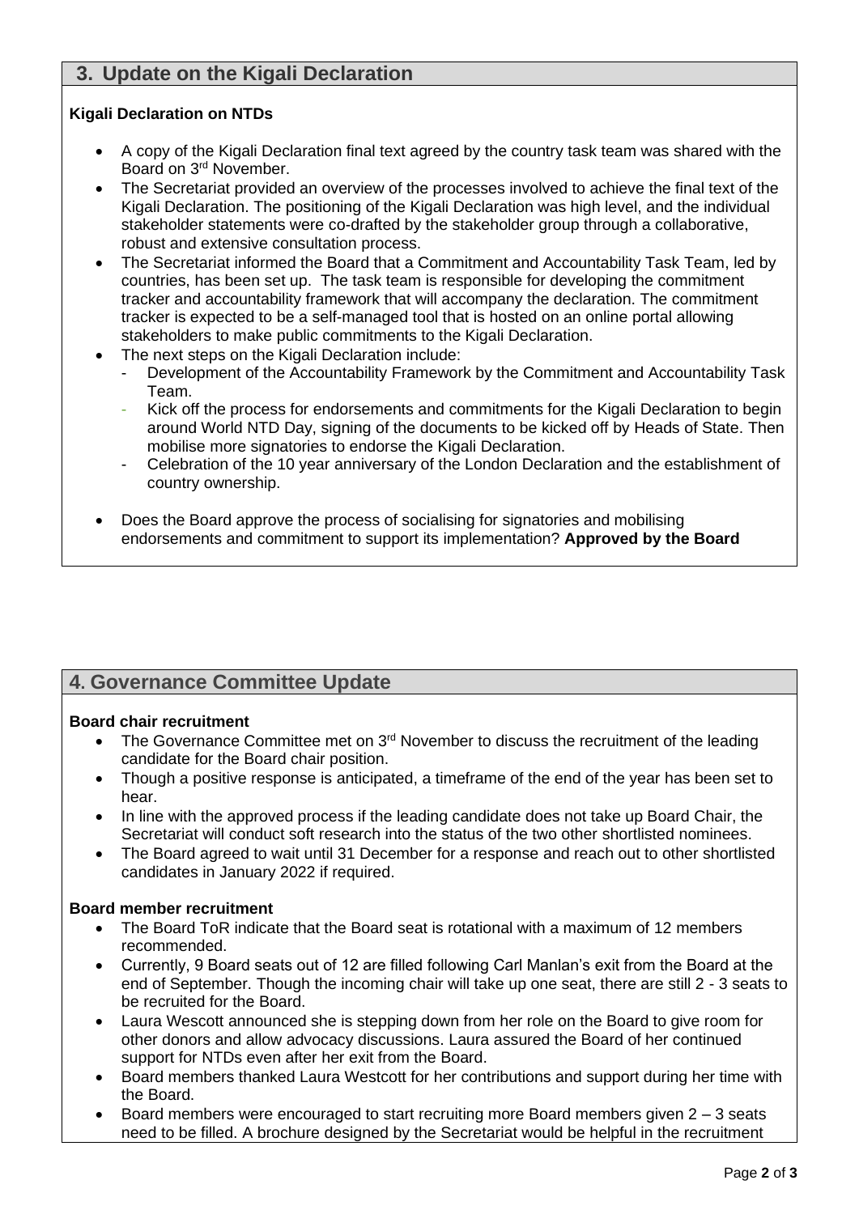## 3. Update on the Kigali Declaration

**Kigali Declaration on NTDs**

- A copy of the Kigali Declaration final text agreed by the country task team was shared with the Board on 3rd November.
- The Secretariat provided an overview of the processes involved to achieve the final text of the Kigali Declaration. The positioning of the Kigali Declaration was high level, and the individual stakeholder statements were co-drafted by the stakeholder group through a collaborative, robust and extensive consultation process.
- The Secretariat informed the Board that a Commitment and Accountability Task Team, led by countries, has been set up. The task team is responsible for developing the commitment tracker and accountability framework that will accompany the declaration. The commitment tracker is expected to be a self-managed tool that is hosted on an online portal allowing stakeholders to make public commitments to the Kigali Declaration.
- The next steps on the Kigali Declaration include:
  - Development of the Accountability Framework by the Commitment and Accountability Task Team.
  - Kick off the process for endorsements and commitments for the Kigali Declaration to begin around World NTD Day, signing of the documents to be kicked off by Heads of State. Then mobilise more signatories to endorse the Kigali Declaration.
  - Celebration of the 10 year anniversary of the London Declaration and the establishment of country ownership.

- Does the Board approve the process of socialising for signatories and mobilising endorsements and commitment to support its implementation? **Approved by the Board**

## 4. Governance Committee Update

**Board chair recruitment**

- The Governance Committee met on 3rd November to discuss the recruitment of the leading candidate for the Board chair position.
- Though a positive response is anticipated, a timeframe of the end of the year has been set to hear.
- In line with the approved process if the leading candidate does not take up Board Chair, the Secretariat will conduct soft research into the status of the two other shortlisted nominees.
- The Board agreed to wait until 31 December for a response and reach out to other shortlisted candidates in January 2022 if required.

**Board member recruitment**

- The Board ToR indicate that the Board seat is rotational with a maximum of 12 members recommended.
- Currently, 9 Board seats out of 12 are filled following Carl Manlan's exit from the Board at the end of September. Though the incoming chair will take up one seat, there are still 2 - 3 seats to be recruited for the Board.
- Laura Wescott announced she is stepping down from her role on the Board to give room for other donors and allow advocacy discussions. Laura assured the Board of her continued support for NTDs even after her exit from the Board.
- Board members thanked Laura Westcott for her contributions and support during her time with the Board.
- Board members were encouraged to start recruiting more Board members given 2 – 3 seats need to be filled. A brochure designed by the Secretariat would be helpful in the recruitment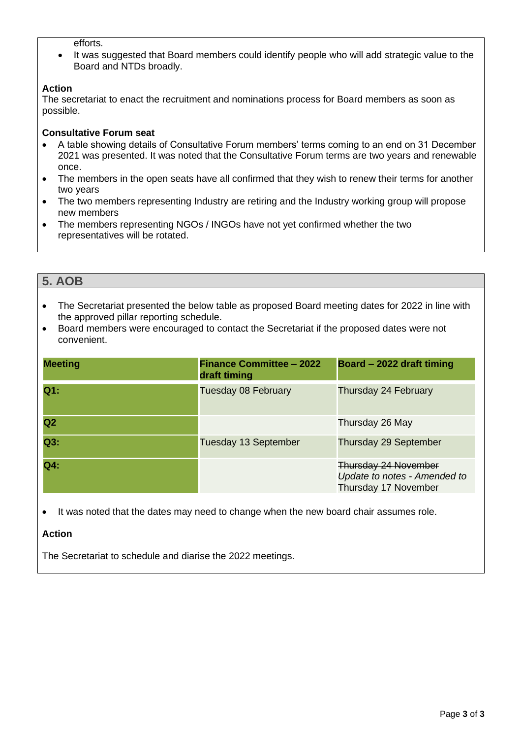efforts.

- It was suggested that Board members could identify people who will add strategic value to the Board and NTDs broadly.

**Action**
The secretariat to enact the recruitment and nominations process for Board members as soon as possible.

**Consultative Forum seat**

- A table showing details of Consultative Forum members' terms coming to an end on 31 December 2021 was presented. It was noted that the Consultative Forum terms are two years and renewable once.
- The members in the open seats have all confirmed that they wish to renew their terms for another two years
- The two members representing Industry are retiring and the Industry working group will propose new members
- The members representing NGOs / INGOs have not yet confirmed whether the two representatives will be rotated.

## 5. AOB

- The Secretariat presented the below table as proposed Board meeting dates for 2022 in line with the approved pillar reporting schedule.
- Board members were encouraged to contact the Secretariat if the proposed dates were not convenient.

| Meeting | Finance Committee – 2022 draft timing | Board – 2022 draft timing |
|---|---|---|
| Q1: | Tuesday 08 February | Thursday 24 February |
| Q2 | | Thursday 26 May |
| Q3: | Tuesday 13 September | Thursday 29 September |
| Q4: | | ~~Thursday 24 November~~ *Update to notes - Amended to* Thursday 17 November |

- It was noted that the dates may need to change when the new board chair assumes role.

**Action**

The Secretariat to schedule and diarise the 2022 meetings.